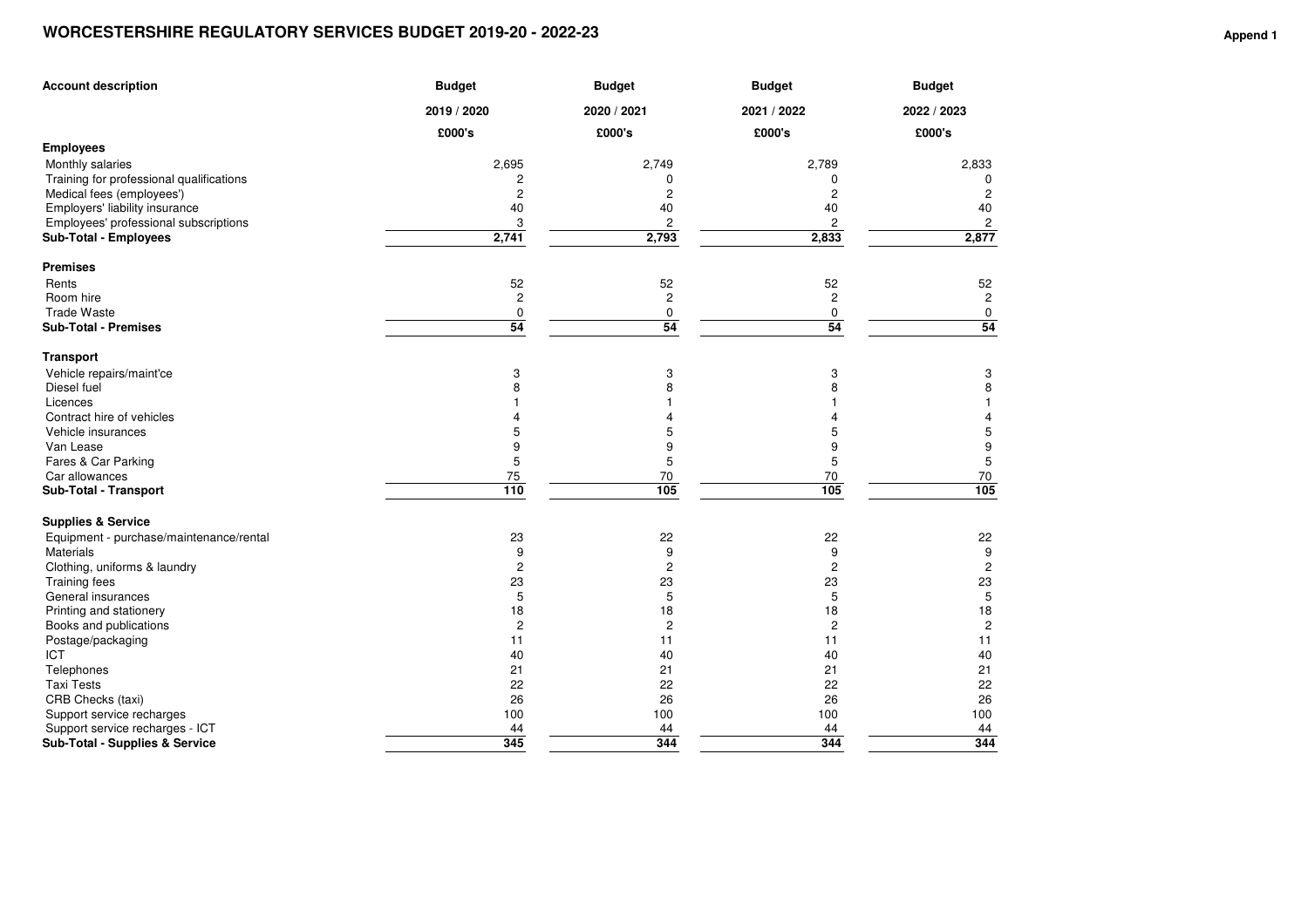# WORCESTERSHIRE REGULATORY SERVICES BUDGET 2019-20 - 2022-23

**Append 1**

| Account description | Budget 2019 / 2020 £000's | Budget 2020 / 2021 £000's | Budget 2021 / 2022 £000's | Budget 2022 / 2023 £000's |
|---|---|---|---|---|
| **Employees** | | | | |
| Monthly salaries | 2,695 | 2,749 | 2,789 | 2,833 |
| Training for professional qualifications | 2 | 0 | 0 | 0 |
| Medical fees (employees') | 2 | 2 | 2 | 2 |
| Employers' liability insurance | 40 | 40 | 40 | 40 |
| Employees' professional subscriptions | 3 | 2 | 2 | 2 |
| **Sub-Total - Employees** | **2,741** | **2,793** | **2,833** | **2,877** |
| **Premises** | | | | |
| Rents | 52 | 52 | 52 | 52 |
| Room hire | 2 | 2 | 2 | 2 |
| Trade Waste | 0 | 0 | 0 | 0 |
| **Sub-Total - Premises** | **54** | **54** | **54** | **54** |
| **Transport** | | | | |
| Vehicle repairs/maint'ce | 3 | 3 | 3 | 3 |
| Diesel fuel | 8 | 8 | 8 | 8 |
| Licences | 1 | 1 | 1 | 1 |
| Contract hire of vehicles | 4 | 4 | 4 | 4 |
| Vehicle insurances | 5 | 5 | 5 | 5 |
| Van Lease | 9 | 9 | 9 | 9 |
| Fares & Car Parking | 5 | 5 | 5 | 5 |
| Car allowances | 75 | 70 | 70 | 70 |
| **Sub-Total - Transport** | **110** | **105** | **105** | **105** |
| **Supplies & Service** | | | | |
| Equipment - purchase/maintenance/rental | 23 | 22 | 22 | 22 |
| Materials | 9 | 9 | 9 | 9 |
| Clothing, uniforms & laundry | 2 | 2 | 2 | 2 |
| Training fees | 23 | 23 | 23 | 23 |
| General insurances | 5 | 5 | 5 | 5 |
| Printing and stationery | 18 | 18 | 18 | 18 |
| Books and publications | 2 | 2 | 2 | 2 |
| Postage/packaging | 11 | 11 | 11 | 11 |
| ICT | 40 | 40 | 40 | 40 |
| Telephones | 21 | 21 | 21 | 21 |
| Taxi Tests | 22 | 22 | 22 | 22 |
| CRB Checks (taxi) | 26 | 26 | 26 | 26 |
| Support service recharges | 100 | 100 | 100 | 100 |
| Support service recharges - ICT | 44 | 44 | 44 | 44 |
| **Sub-Total - Supplies & Service** | **345** | **344** | **344** | **344** |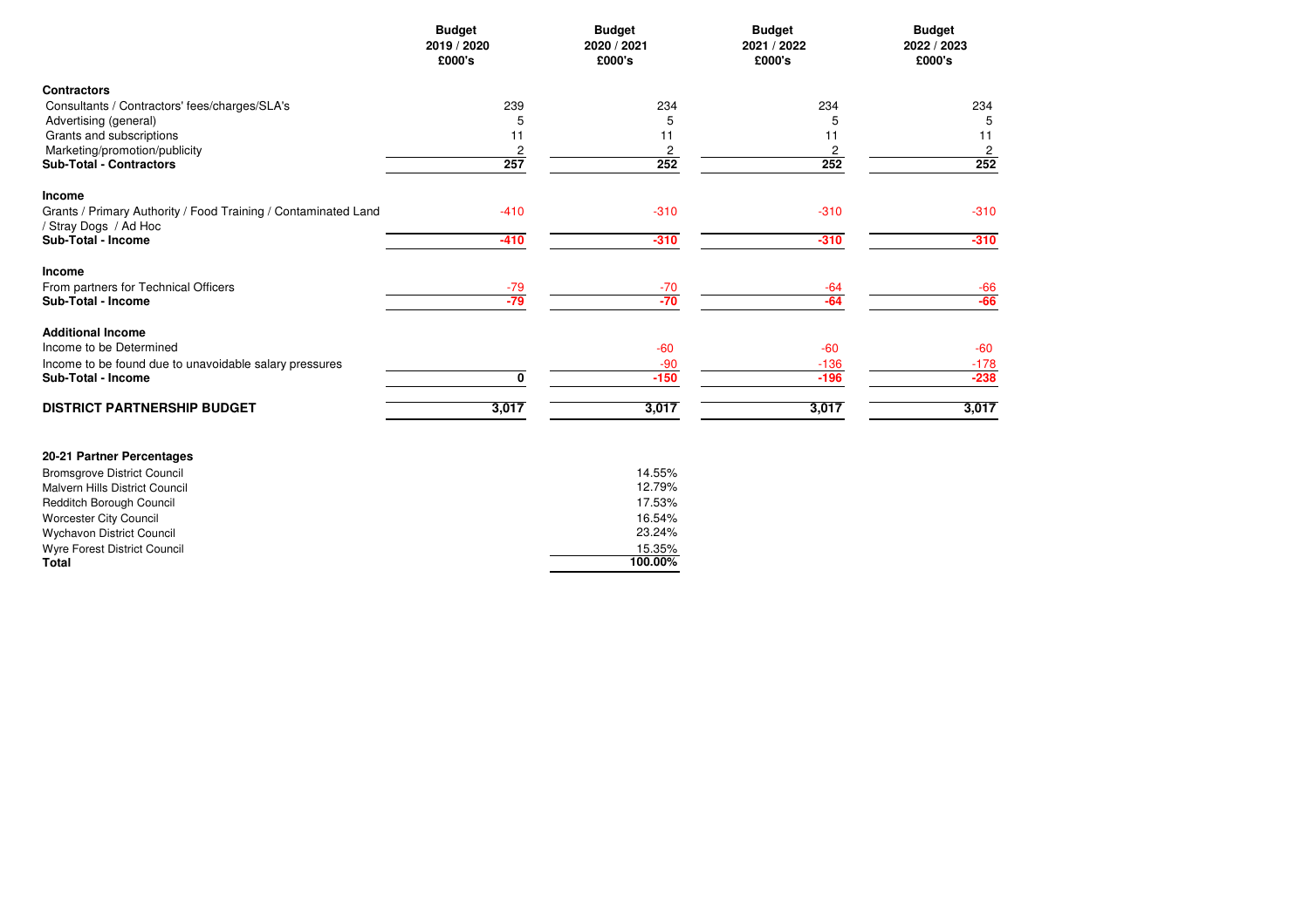| | Budget 2019 / 2020 £000's | Budget 2020 / 2021 £000's | Budget 2021 / 2022 £000's | Budget 2022 / 2023 £000's |
|---|---|---|---|---|
| **Contractors** | | | | |
| Consultants / Contractors' fees/charges/SLA's | 239 | 234 | 234 | 234 |
| Advertising (general) | 5 | 5 | 5 | 5 |
| Grants and subscriptions | 11 | 11 | 11 | 11 |
| Marketing/promotion/publicity | 2 | 2 | 2 | 2 |
| **Sub-Total - Contractors** | **257** | **252** | **252** | **252** |
| **Income** | | | | |
| Grants / Primary Authority / Food Training / Contaminated Land / Stray Dogs / Ad Hoc | -410 | -310 | -310 | -310 |
| **Sub-Total - Income** | **-410** | **-310** | **-310** | **-310** |
| **Income** | | | | |
| From partners for Technical Officers | -79 | -70 | -64 | -66 |
| **Sub-Total - Income** | **-79** | **-70** | **-64** | **-66** |
| **Additional Income** | | | | |
| Income to be Determined | | -60 | -60 | -60 |
| Income to be found due to unavoidable salary pressures | | -90 | -136 | -178 |
| **Sub-Total - Income** | **0** | **-150** | **-196** | **-238** |
| **DISTRICT PARTNERSHIP BUDGET** | **3,017** | **3,017** | **3,017** | **3,017** |

**20-21 Partner Percentages**

| | |
|---|---|
| Bromsgrove District Council | 14.55% |
| Malvern Hills District Council | 12.79% |
| Redditch Borough Council | 17.53% |
| Worcester City Council | 16.54% |
| Wychavon District Council | 23.24% |
| Wyre Forest District Council | 15.35% |
| **Total** | **100.00%** |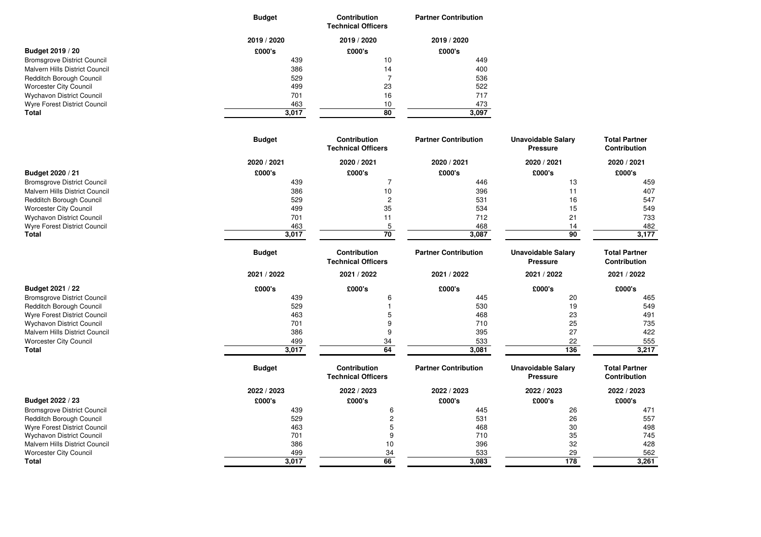| | Budget | Contribution Technical Officers | Partner Contribution |
|---|---|---|---|
| | 2019 / 2020 | 2019 / 2020 | 2019 / 2020 |
| **Budget 2019 / 20** | **£000's** | **£000's** | **£000's** |
| Bromsgrove District Council | 439 | 10 | 449 |
| Malvern Hills District Council | 386 | 14 | 400 |
| Redditch Borough Council | 529 | 7 | 536 |
| Worcester City Council | 499 | 23 | 522 |
| Wychavon District Council | 701 | 16 | 717 |
| Wyre Forest District Council | 463 | 10 | 473 |
| **Total** | **3,017** | **80** | **3,097** |

| | Budget | Contribution Technical Officers | Partner Contribution | Unavoidable Salary Pressure | Total Partner Contribution |
|---|---|---|---|---|---|
| | 2020 / 2021 | 2020 / 2021 | 2020 / 2021 | 2020 / 2021 | 2020 / 2021 |
| **Budget 2020 / 21** | **£000's** | **£000's** | **£000's** | **£000's** | **£000's** |
| Bromsgrove District Council | 439 | 7 | 446 | 13 | 459 |
| Malvern Hills District Council | 386 | 10 | 396 | 11 | 407 |
| Redditch Borough Council | 529 | 2 | 531 | 16 | 547 |
| Worcester City Council | 499 | 35 | 534 | 15 | 549 |
| Wychavon District Council | 701 | 11 | 712 | 21 | 733 |
| Wyre Forest District Council | 463 | 5 | 468 | 14 | 482 |
| **Total** | **3,017** | **70** | **3,087** | **90** | **3,177** |

| | Budget | Contribution Technical Officers | Partner Contribution | Unavoidable Salary Pressure | Total Partner Contribution |
|---|---|---|---|---|---|
| | 2021 / 2022 | 2021 / 2022 | 2021 / 2022 | 2021 / 2022 | 2021 / 2022 |
| **Budget 2021 / 22** | **£000's** | **£000's** | **£000's** | **£000's** | **£000's** |
| Bromsgrove District Council | 439 | 6 | 445 | 20 | 465 |
| Redditch Borough Council | 529 | 1 | 530 | 19 | 549 |
| Wyre Forest District Council | 463 | 5 | 468 | 23 | 491 |
| Wychavon District Council | 701 | 9 | 710 | 25 | 735 |
| Malvern Hills District Council | 386 | 9 | 395 | 27 | 422 |
| Worcester City Council | 499 | 34 | 533 | 22 | 555 |
| **Total** | **3,017** | **64** | **3,081** | **136** | **3,217** |

| | Budget | Contribution Technical Officers | Partner Contribution | Unavoidable Salary Pressure | Total Partner Contribution |
|---|---|---|---|---|---|
| | 2022 / 2023 | 2022 / 2023 | 2022 / 2023 | 2022 / 2023 | 2022 / 2023 |
| **Budget 2022 / 23** | **£000's** | **£000's** | **£000's** | **£000's** | **£000's** |
| Bromsgrove District Council | 439 | 6 | 445 | 26 | 471 |
| Redditch Borough Council | 529 | 2 | 531 | 26 | 557 |
| Wyre Forest District Council | 463 | 5 | 468 | 30 | 498 |
| Wychavon District Council | 701 | 9 | 710 | 35 | 745 |
| Malvern Hills District Council | 386 | 10 | 396 | 32 | 428 |
| Worcester City Council | 499 | 34 | 533 | 29 | 562 |
| **Total** | **3,017** | **66** | **3,083** | **178** | **3,261** |